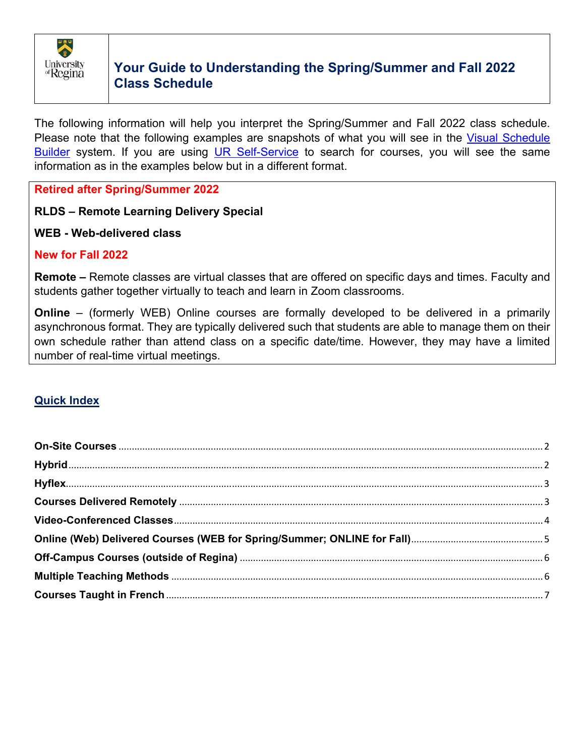# Your Guide to Understanding the Spring/Summer and Fall 2022 Class Schedule

The following information will help you interpret the Spring/Summer and Fall 2022 class schedule. Please note that the following examples are snapshots of what you will see in the Visual Schedule Builder system. If you are using UR Self-Service to search for courses, you will see the same information as in the examples below but in a different format.

**Retired after Spring/Summer 2022**

**RLDS – Remote Learning Delivery Special**

**WEB - Web-delivered class**

**New for Fall 2022**

**Remote –** Remote classes are virtual classes that are offered on specific days and times. Faculty and students gather together virtually to teach and learn in Zoom classrooms.

**Online** – (formerly WEB) Online courses are formally developed to be delivered in a primarily asynchronous format. They are typically delivered such that students are able to manage them on their own schedule rather than attend class on a specific date/time. However, they may have a limited number of real-time virtual meetings.

## Quick Index

- **On-Site Courses** ........ 2
- **Hybrid** ........ 2
- **Hyflex** ........ 3
- **Courses Delivered Remotely** ........ 3
- **Video-Conferenced Classes** ........ 4
- **Online (Web) Delivered Courses (WEB for Spring/Summer; ONLINE for Fall)** ........ 5
- **Off-Campus Courses (outside of Regina)** ........ 6
- **Multiple Teaching Methods** ........ 6
- **Courses Taught in French** ........ 7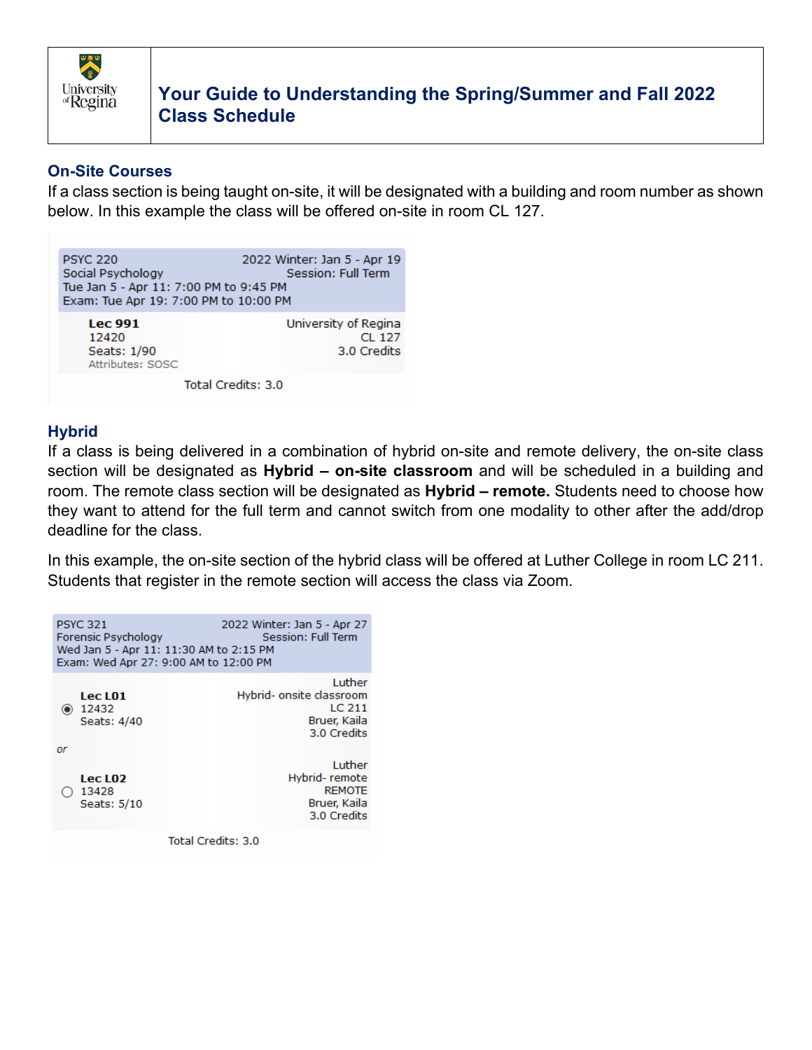# Your Guide to Understanding the Spring/Summer and Fall 2022 Class Schedule

## On-Site Courses

If a class section is being taught on-site, it will be designated with a building and room number as shown below. In this example the class will be offered on-site in room CL 127.

```
PSYC 220                              2022 Winter: Jan 5 - Apr 19
Social Psychology                            Session: Full Term
Tue Jan 5 - Apr 11: 7:00 PM to 9:45 PM
Exam: Tue Apr 19: 7:00 PM to 10:00 PM

    Lec 991                                  University of Regina
    12420                                                 CL 127
    Seats: 1/90                                      3.0 Credits
    Attributes: SOSC

                    Total Credits: 3.0
```

## Hybrid

If a class is being delivered in a combination of hybrid on-site and remote delivery, the on-site class section will be designated as **Hybrid – on-site classroom** and will be scheduled in a building and room. The remote class section will be designated as **Hybrid – remote.** Students need to choose how they want to attend for the full term and cannot switch from one modality to other after the add/drop deadline for the class.

In this example, the on-site section of the hybrid class will be offered at Luther College in room LC 211. Students that register in the remote section will access the class via Zoom.

```
PSYC 321                              2022 Winter: Jan 5 - Apr 27
Forensic Psychology                          Session: Full Term
Wed Jan 5 - Apr 11: 11:30 AM to 2:15 PM
Exam: Wed Apr 27: 9:00 AM to 12:00 PM

                                                          Luther
    Lec L01                                Hybrid- onsite classroom
(•) 12432                                                 LC 211
    Seats: 4/40                                      Bruer, Kaila
                                                     3.0 Credits
or
                                                          Luther
    Lec L02                                       Hybrid- remote
( ) 13428                                                 REMOTE
    Seats: 5/10                                      Bruer, Kaila
                                                     3.0 Credits

                    Total Credits: 3.0
```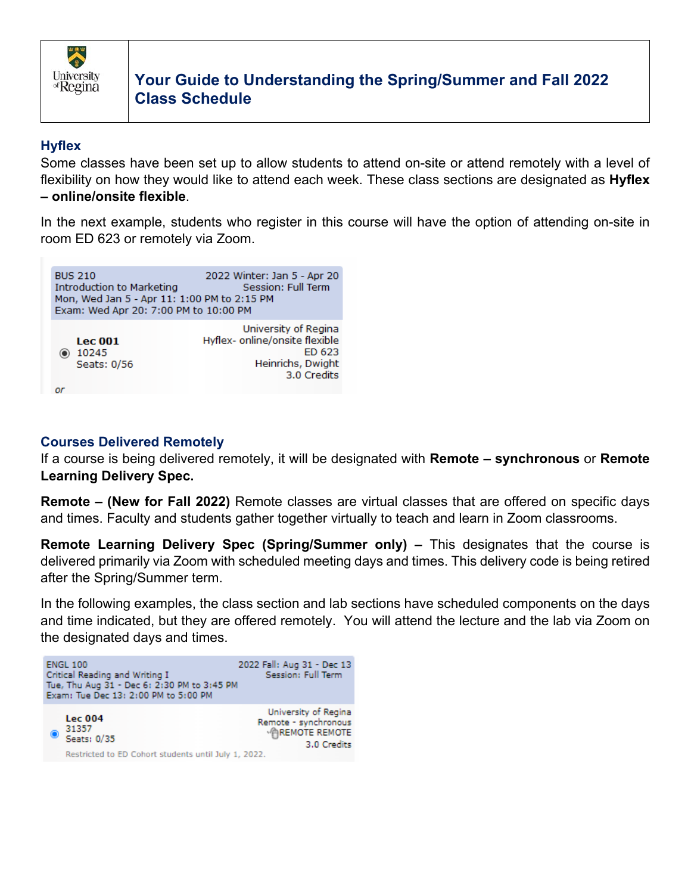# Your Guide to Understanding the Spring/Summer and Fall 2022 Class Schedule

## Hyflex

Some classes have been set up to allow students to attend on-site or attend remotely with a level of flexibility on how they would like to attend each week. These class sections are designated as **Hyflex – online/onsite flexible**.

In the next example, students who register in this course will have the option of attending on-site in room ED 623 or remotely via Zoom.

```
BUS 210                                    2022 Winter: Jan 5 - Apr 20
Introduction to Marketing                       Session: Full Term
Mon, Wed Jan 5 - Apr 11: 1:00 PM to 2:15 PM
Exam: Wed Apr 20: 7:00 PM to 10:00 PM

                                               University of Regina
   Lec 001                              Hyflex- online/onsite flexible
   10245                                                     ED 623
   Seats: 0/56                                     Heinrichs, Dwight
                                                        3.0 Credits
or
```

## Courses Delivered Remotely

If a course is being delivered remotely, it will be designated with **Remote – synchronous** or **Remote Learning Delivery Spec.**

**Remote – (New for Fall 2022)** Remote classes are virtual classes that are offered on specific days and times. Faculty and students gather together virtually to teach and learn in Zoom classrooms.

**Remote Learning Delivery Spec (Spring/Summer only) –** This designates that the course is delivered primarily via Zoom with scheduled meeting days and times. This delivery code is being retired after the Spring/Summer term.

In the following examples, the class section and lab sections have scheduled components on the days and time indicated, but they are offered remotely. You will attend the lecture and the lab via Zoom on the designated days and times.

```
ENGL 100                                   2022 Fall: Aug 31 - Dec 13
Critical Reading and Writing I                  Session: Full Term
Tue, Thu Aug 31 - Dec 6: 2:30 PM to 3:45 PM
Exam: Tue Dec 13: 2:00 PM to 5:00 PM

                                               University of Regina
   Lec 004                                      Remote - synchronous
   31357                                             REMOTE REMOTE
   Seats: 0/35                                          3.0 Credits
   Restricted to ED Cohort students until July 1, 2022.
```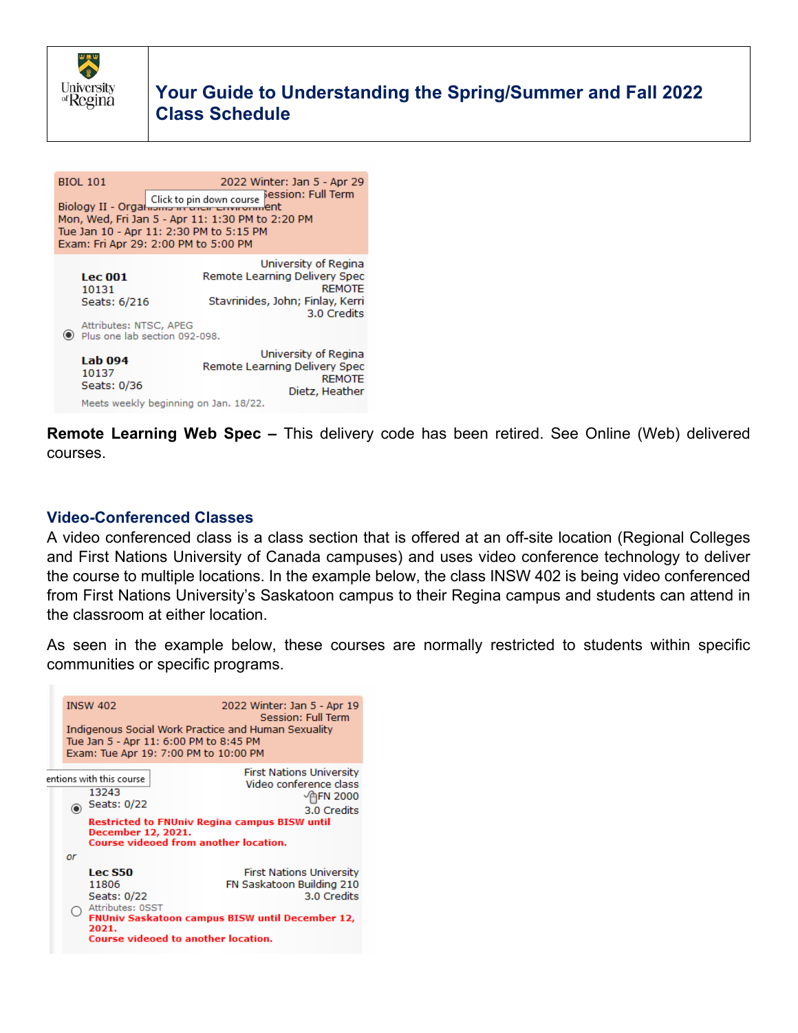# Your Guide to Understanding the Spring/Summer and Fall 2022 Class Schedule

BIOL 101 — 2022 Winter: Jan 5 - Apr 29
Session: Full Term
Biology II - Organisms in their Environment
Mon, Wed, Fri Jan 5 - Apr 11: 1:30 PM to 2:20 PM
Tue Jan 10 - Apr 11: 2:30 PM to 5:15 PM
Exam: Fri Apr 29: 2:00 PM to 5:00 PM

**Lec 001**
10131
Seats: 6/216
University of Regina
Remote Learning Delivery Spec
REMOTE
Stavrinides, John; Finlay, Kerri
3.0 Credits
Attributes: NTSC, APEG
Plus one lab section 092-098.

**Lab 094**
10137
Seats: 0/36
University of Regina
Remote Learning Delivery Spec
REMOTE
Dietz, Heather
Meets weekly beginning on Jan. 18/22.

**Remote Learning Web Spec –** This delivery code has been retired. See Online (Web) delivered courses.

## Video-Conferenced Classes

A video conferenced class is a class section that is offered at an off-site location (Regional Colleges and First Nations University of Canada campuses) and uses video conference technology to deliver the course to multiple locations. In the example below, the class INSW 402 is being video conferenced from First Nations University's Saskatoon campus to their Regina campus and students can attend in the classroom at either location.

As seen in the example below, these courses are normally restricted to students within specific communities or specific programs.

INSW 402 — 2022 Winter: Jan 5 - Apr 19
Session: Full Term
Indigenous Social Work Practice and Human Sexuality
Tue Jan 5 - Apr 11: 6:00 PM to 8:45 PM
Exam: Tue Apr 19: 7:00 PM to 10:00 PM

13243
Seats: 0/22
First Nations University
Video conference class
FN 2000
3.0 Credits
**Restricted to FNUniv Regina campus BISW until December 12, 2021.**
**Course videoed from another location.**

*or*

**Lec S50**
11806
Seats: 0/22
First Nations University
FN Saskatoon Building 210
3.0 Credits
Attributes: 0SST
**FNUniv Saskatoon campus BISW until December 12, 2021.**
**Course videoed to another location.**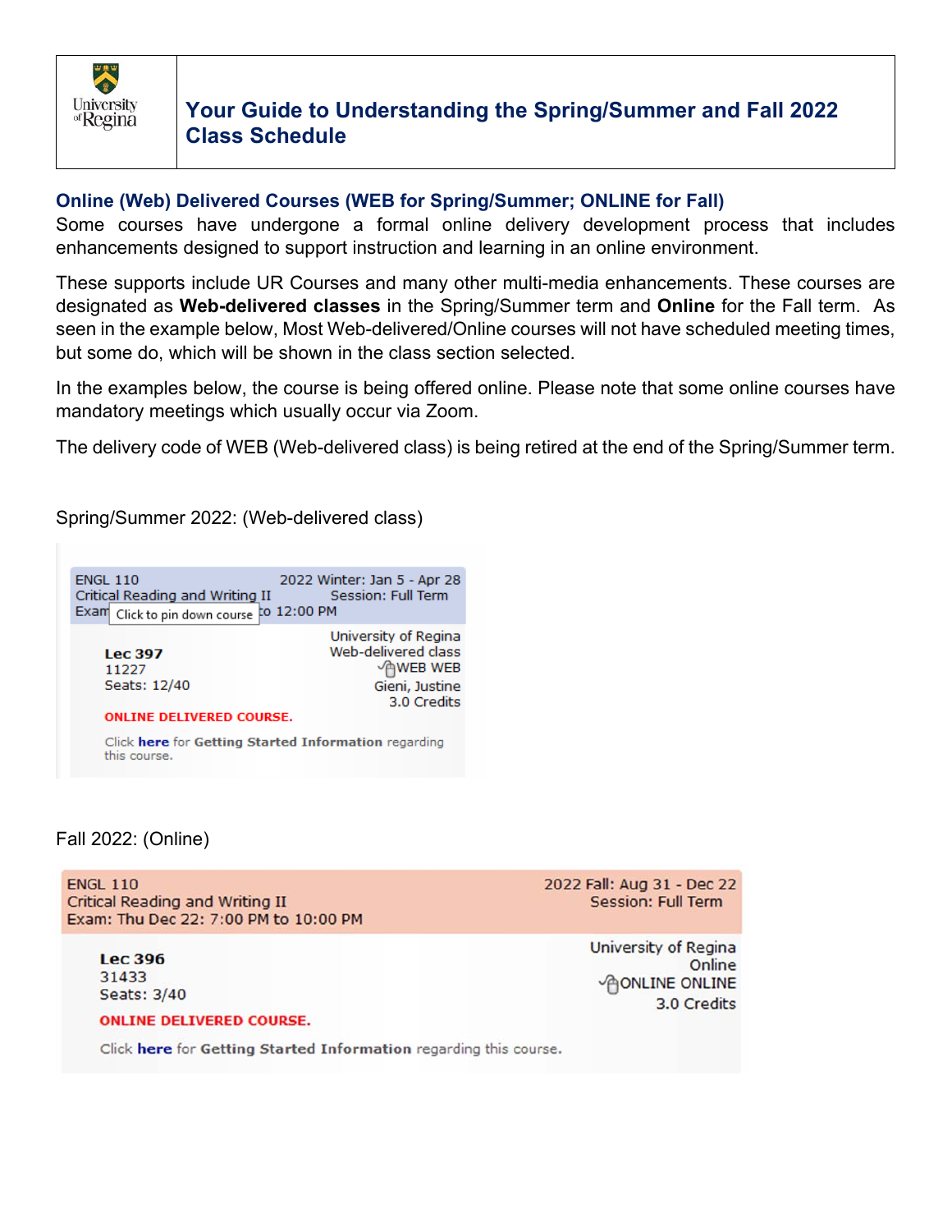# Your Guide to Understanding the Spring/Summer and Fall 2022 Class Schedule

## Online (Web) Delivered Courses (WEB for Spring/Summer; ONLINE for Fall)

Some courses have undergone a formal online delivery development process that includes enhancements designed to support instruction and learning in an online environment.

These supports include UR Courses and many other multi-media enhancements. These courses are designated as **Web-delivered classes** in the Spring/Summer term and **Online** for the Fall term. As seen in the example below, Most Web-delivered/Online courses will not have scheduled meeting times, but some do, which will be shown in the class section selected.

In the examples below, the course is being offered online. Please note that some online courses have mandatory meetings which usually occur via Zoom.

The delivery code of WEB (Web-delivered class) is being retired at the end of the Spring/Summer term.

Spring/Summer 2022: (Web-delivered class)

ENGL 110 — 2022 Winter: Jan 5 - Apr 28
Critical Reading and Writing II — Session: Full Term
Exam [Click to pin down course] to 12:00 PM

**Lec 397**
11227
Seats: 12/40

University of Regina
Web-delivered class
WEB WEB
Gieni, Justine
3.0 Credits

ONLINE DELIVERED COURSE.

Click **here** for **Getting Started Information** regarding this course.

Fall 2022: (Online)

ENGL 110 — 2022 Fall: Aug 31 - Dec 22
Critical Reading and Writing II — Session: Full Term
Exam: Thu Dec 22: 7:00 PM to 10:00 PM

**Lec 396**
31433
Seats: 3/40

University of Regina
Online
ONLINE ONLINE
3.0 Credits

ONLINE DELIVERED COURSE.

Click **here** for **Getting Started Information** regarding this course.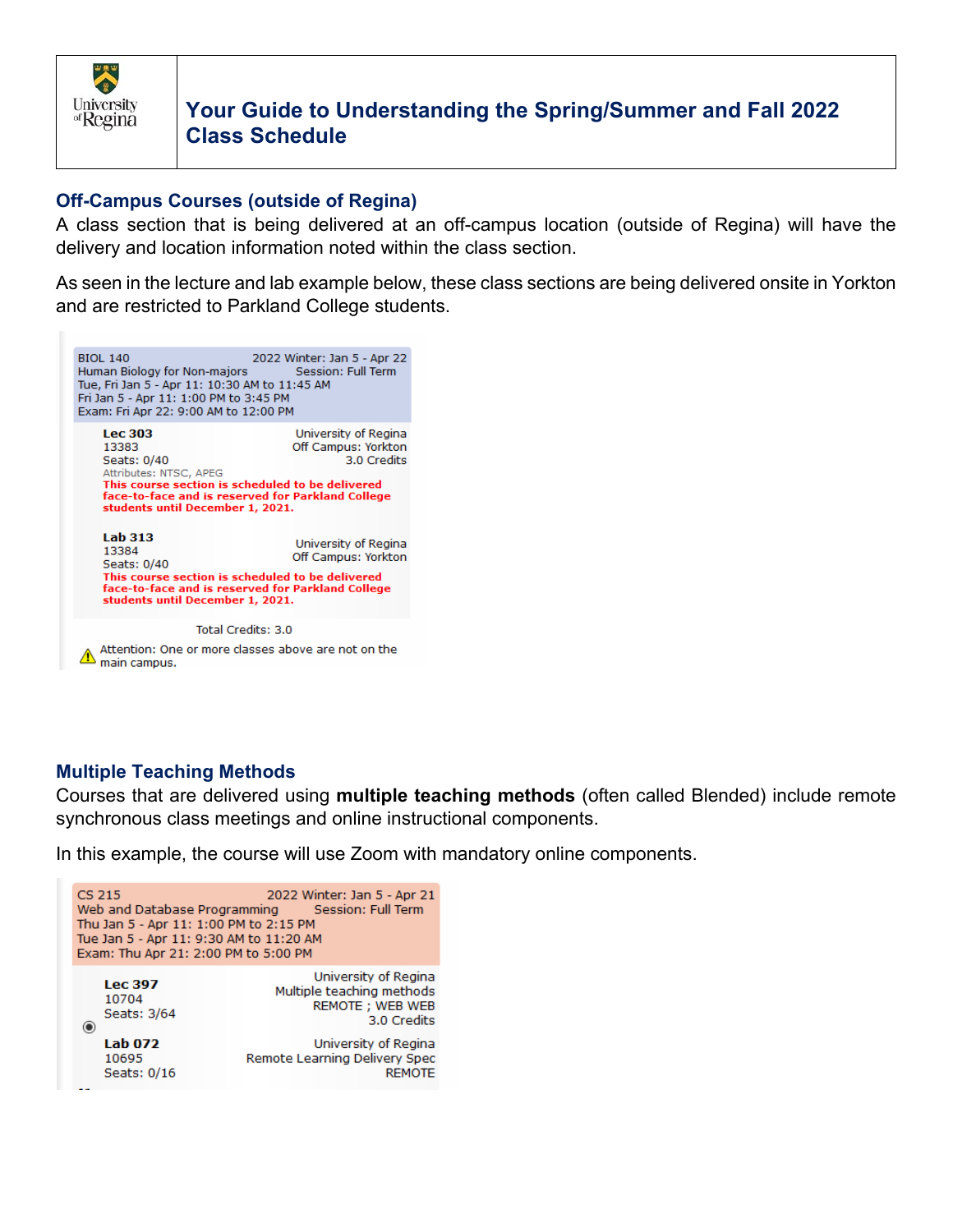# Your Guide to Understanding the Spring/Summer and Fall 2022 Class Schedule

## Off-Campus Courses (outside of Regina)

A class section that is being delivered at an off-campus location (outside of Regina) will have the delivery and location information noted within the class section.

As seen in the lecture and lab example below, these class sections are being delivered onsite in Yorkton and are restricted to Parkland College students.

BIOL 140 — 2022 Winter: Jan 5 - Apr 22
Human Biology for Non-majors — Session: Full Term
Tue, Fri Jan 5 - Apr 11: 10:30 AM to 11:45 AM
Fri Jan 5 - Apr 11: 1:00 PM to 3:45 PM
Exam: Fri Apr 22: 9:00 AM to 12:00 PM

**Lec 303** — University of Regina
13383 — Off Campus: Yorkton
Seats: 0/40 — 3.0 Credits
Attributes: NTSC, APEG
**This course section is scheduled to be delivered face-to-face and is reserved for Parkland College students until December 1, 2021.**

**Lab 313** — University of Regina
13384 — Off Campus: Yorkton
Seats: 0/40
**This course section is scheduled to be delivered face-to-face and is reserved for Parkland College students until December 1, 2021.**

Total Credits: 3.0

Attention: One or more classes above are not on the main campus.

## Multiple Teaching Methods

Courses that are delivered using **multiple teaching methods** (often called Blended) include remote synchronous class meetings and online instructional components.

In this example, the course will use Zoom with mandatory online components.

CS 215 — 2022 Winter: Jan 5 - Apr 21
Web and Database Programming — Session: Full Term
Thu Jan 5 - Apr 11: 1:00 PM to 2:15 PM
Tue Jan 5 - Apr 11: 9:30 AM to 11:20 AM
Exam: Thu Apr 21: 2:00 PM to 5:00 PM

**Lec 397** — University of Regina
10704 — Multiple teaching methods
Seats: 3/64 — REMOTE ; WEB WEB
3.0 Credits

**Lab 072** — University of Regina
10695 — Remote Learning Delivery Spec
Seats: 0/16 — REMOTE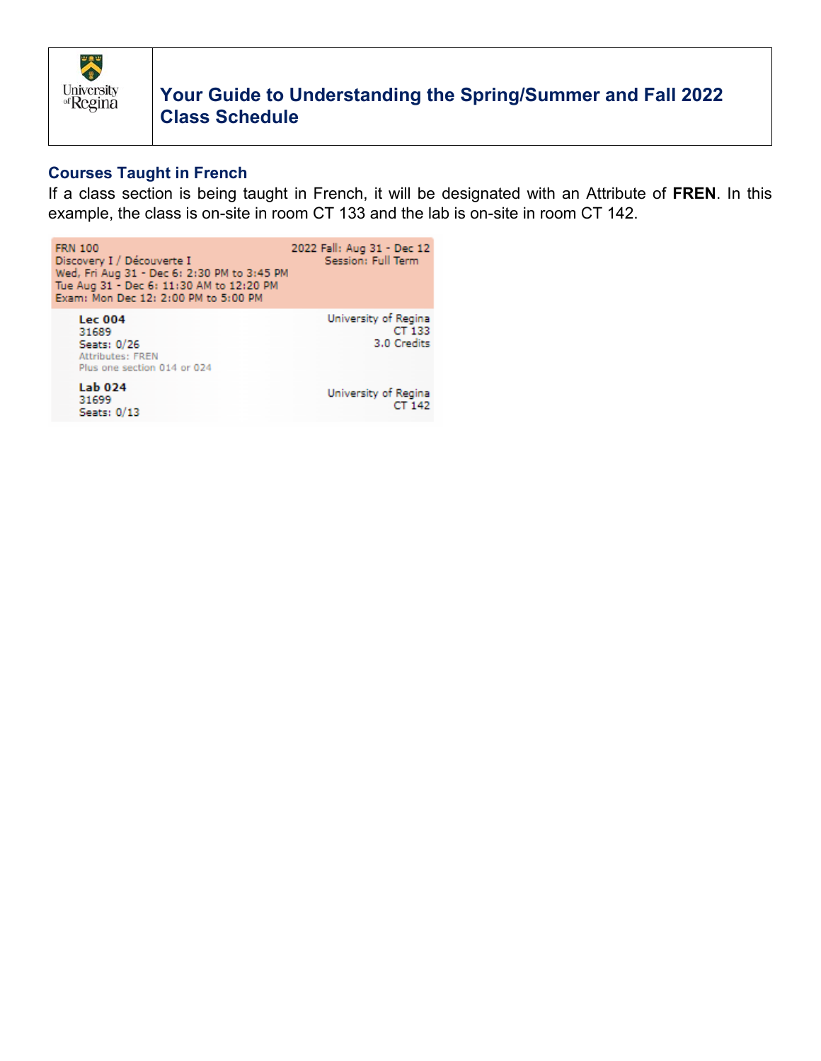## Courses Taught in French

If a class section is being taught in French, it will be designated with an Attribute of **FREN**. In this example, the class is on-site in room CT 133 and the lab is on-site in room CT 142.

FRN 100
Discovery I / Découverte I
Wed, Fri Aug 31 - Dec 6: 2:30 PM to 3:45 PM
Tue Aug 31 - Dec 6: 11:30 AM to 12:20 PM
Exam: Mon Dec 12: 2:00 PM to 5:00 PM

2022 Fall: Aug 31 - Dec 12
Session: Full Term

**Lec 004**
31689
Seats: 0/26
Attributes: FREN
Plus one section 014 or 024

University of Regina
CT 133
3.0 Credits

**Lab 024**
31699
Seats: 0/13

University of Regina
CT 142